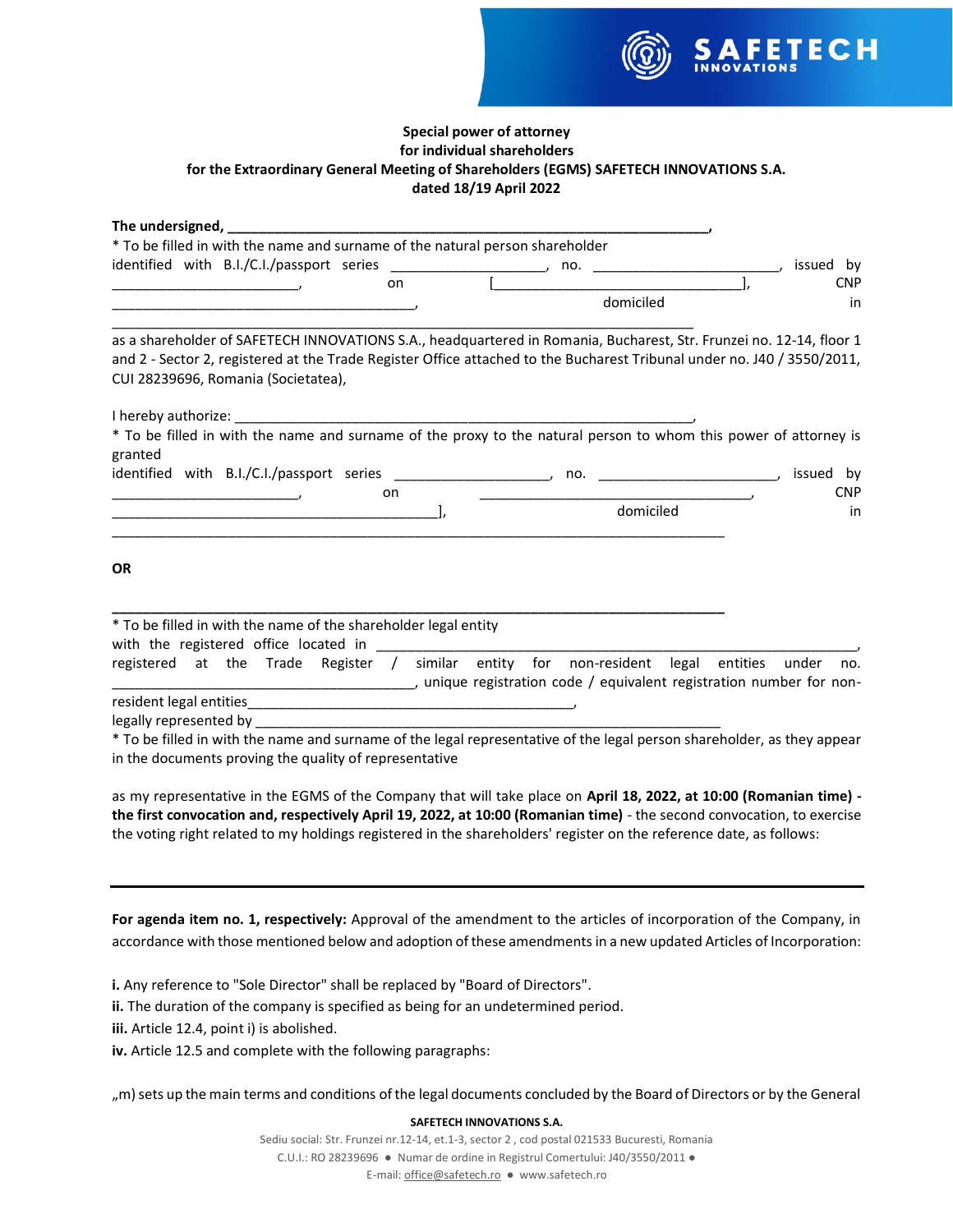**Special power of attorney**
**for individual shareholders**
**for the Extraordinary General Meeting of Shareholders (EGMS) SAFETECH INNOVATIONS S.A.**
**dated 18/19 April 2022**

**The undersigned, ______________________________________________________________,**
* To be filled in with the name and surname of the natural person shareholder
identified with B.I./C.I./passport series __________________, no. _____________________, issued by ______________________, on [______________________________], CNP _____________________________________, domiciled in _____________________________________________________________________

as a shareholder of SAFETECH INNOVATIONS S.A., headquartered in Romania, Bucharest, Str. Frunzei no. 12-14, floor 1 and 2 - Sector 2, registered at the Trade Register Office attached to the Bucharest Tribunal under no. J40 / 3550/2011, CUI 28239696, Romania (Societatea),

I hereby authorize: _______________________________________________________,
* To be filled in with the name and surname of the proxy to the natural person to whom this power of attorney is granted
identified with B.I./C.I./passport series __________________, no. ____________________, issued by ______________________, on _______________________________, CNP ________________________________________], domiciled in ______________________________________________________________________

**OR**

**______________________________________________________________________**
* To be filled in with the name of the shareholder legal entity
with the registered office located in _____________________________________________________________,
registered at the Trade Register / similar entity for non-resident legal entities under no. ____________________________________, unique registration code / equivalent registration number for non-resident legal entities________________________________________,
legally represented by ____________________________________________________________
* To be filled in with the name and surname of the legal representative of the legal person shareholder, as they appear in the documents proving the quality of representative

as my representative in the EGMS of the Company that will take place on **April 18, 2022, at 10:00 (Romanian time) - the first convocation and, respectively April 19, 2022, at 10:00 (Romanian time)** - the second convocation, to exercise the voting right related to my holdings registered in the shareholders' register on the reference date, as follows:

---

**For agenda item no. 1, respectively:** Approval of the amendment to the articles of incorporation of the Company, in accordance with those mentioned below and adoption of these amendments in a new updated Articles of Incorporation:

**i.** Any reference to "Sole Director" shall be replaced by "Board of Directors".
**ii.** The duration of the company is specified as being for an undetermined period.
**iii.** Article 12.4, point i) is abolished.
**iv.** Article 12.5 and complete with the following paragraphs:

„m) sets up the main terms and conditions of the legal documents concluded by the Board of Directors or by the General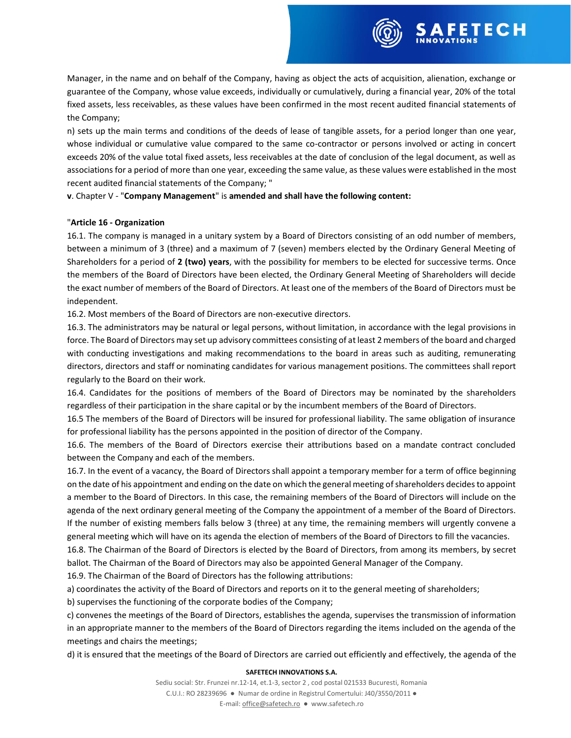Manager, in the name and on behalf of the Company, having as object the acts of acquisition, alienation, exchange or guarantee of the Company, whose value exceeds, individually or cumulatively, during a financial year, 20% of the total fixed assets, less receivables, as these values have been confirmed in the most recent audited financial statements of the Company;

n) sets up the main terms and conditions of the deeds of lease of tangible assets, for a period longer than one year, whose individual or cumulative value compared to the same co-contractor or persons involved or acting in concert exceeds 20% of the value total fixed assets, less receivables at the date of conclusion of the legal document, as well as associations for a period of more than one year, exceeding the same value, as these values were established in the most recent audited financial statements of the Company; "

**v**. Chapter V - "**Company Management**" is **amended and shall have the following content:**

"**Article 16 - Organization**

16.1. The company is managed in a unitary system by a Board of Directors consisting of an odd number of members, between a minimum of 3 (three) and a maximum of 7 (seven) members elected by the Ordinary General Meeting of Shareholders for a period of **2 (two) years**, with the possibility for members to be elected for successive terms. Once the members of the Board of Directors have been elected, the Ordinary General Meeting of Shareholders will decide the exact number of members of the Board of Directors. At least one of the members of the Board of Directors must be independent.

16.2. Most members of the Board of Directors are non-executive directors.

16.3. The administrators may be natural or legal persons, without limitation, in accordance with the legal provisions in force. The Board of Directors may set up advisory committees consisting of at least 2 members of the board and charged with conducting investigations and making recommendations to the board in areas such as auditing, remunerating directors, directors and staff or nominating candidates for various management positions. The committees shall report regularly to the Board on their work.

16.4. Candidates for the positions of members of the Board of Directors may be nominated by the shareholders regardless of their participation in the share capital or by the incumbent members of the Board of Directors.

16.5 The members of the Board of Directors will be insured for professional liability. The same obligation of insurance for professional liability has the persons appointed in the position of director of the Company.

16.6. The members of the Board of Directors exercise their attributions based on a mandate contract concluded between the Company and each of the members.

16.7. In the event of a vacancy, the Board of Directors shall appoint a temporary member for a term of office beginning on the date of his appointment and ending on the date on which the general meeting of shareholders decides to appoint a member to the Board of Directors. In this case, the remaining members of the Board of Directors will include on the agenda of the next ordinary general meeting of the Company the appointment of a member of the Board of Directors. If the number of existing members falls below 3 (three) at any time, the remaining members will urgently convene a general meeting which will have on its agenda the election of members of the Board of Directors to fill the vacancies.

16.8. The Chairman of the Board of Directors is elected by the Board of Directors, from among its members, by secret ballot. The Chairman of the Board of Directors may also be appointed General Manager of the Company.

16.9. The Chairman of the Board of Directors has the following attributions:

a) coordinates the activity of the Board of Directors and reports on it to the general meeting of shareholders;

b) supervises the functioning of the corporate bodies of the Company;

c) convenes the meetings of the Board of Directors, establishes the agenda, supervises the transmission of information in an appropriate manner to the members of the Board of Directors regarding the items included on the agenda of the meetings and chairs the meetings;

d) it is ensured that the meetings of the Board of Directors are carried out efficiently and effectively, the agenda of the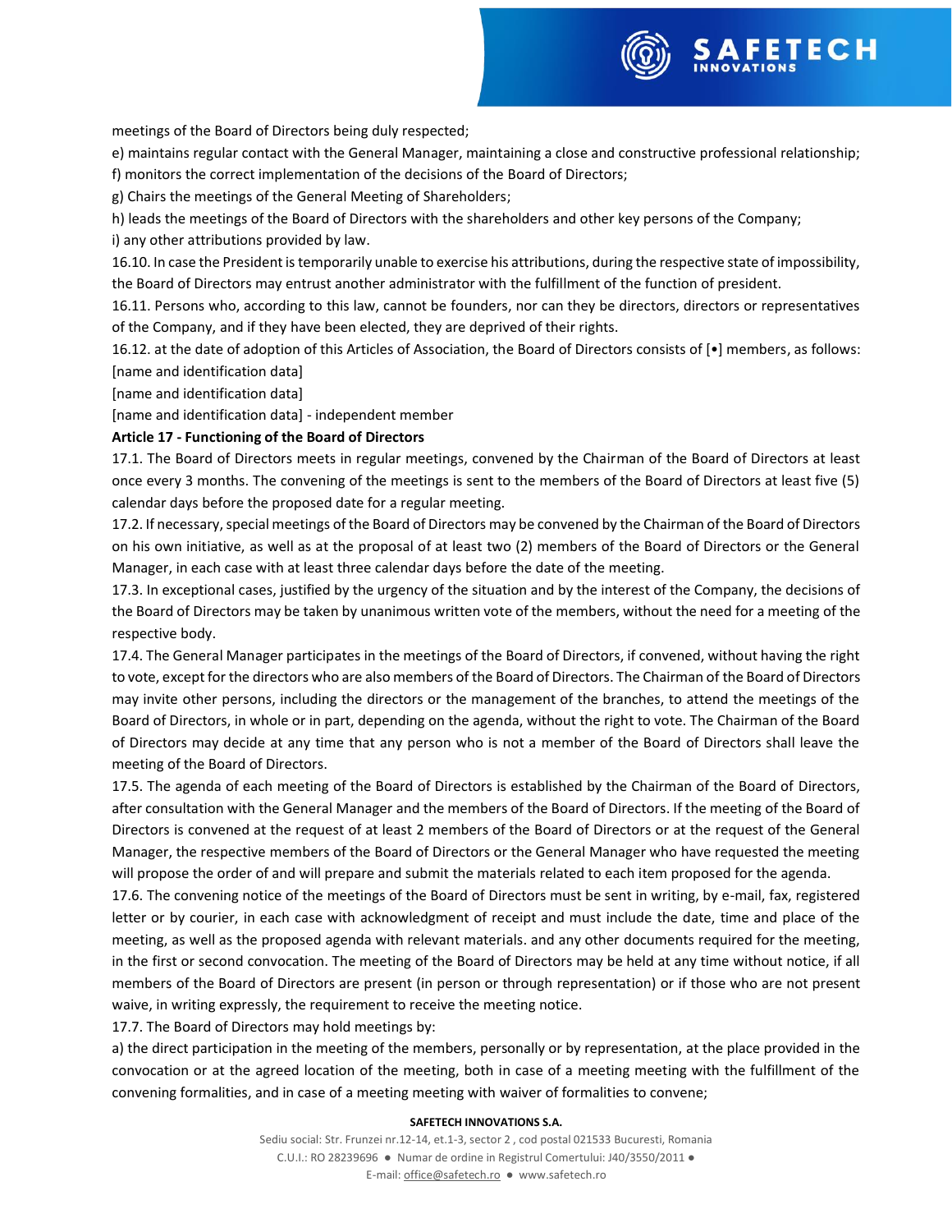meetings of the Board of Directors being duly respected;

e) maintains regular contact with the General Manager, maintaining a close and constructive professional relationship;

f) monitors the correct implementation of the decisions of the Board of Directors;

g) Chairs the meetings of the General Meeting of Shareholders;

h) leads the meetings of the Board of Directors with the shareholders and other key persons of the Company;

i) any other attributions provided by law.

16.10. In case the President is temporarily unable to exercise his attributions, during the respective state of impossibility, the Board of Directors may entrust another administrator with the fulfillment of the function of president.

16.11. Persons who, according to this law, cannot be founders, nor can they be directors, directors or representatives of the Company, and if they have been elected, they are deprived of their rights.

16.12. at the date of adoption of this Articles of Association, the Board of Directors consists of [•] members, as follows:

[name and identification data]

[name and identification data]

[name and identification data] - independent member

**Article 17 - Functioning of the Board of Directors**

17.1. The Board of Directors meets in regular meetings, convened by the Chairman of the Board of Directors at least once every 3 months. The convening of the meetings is sent to the members of the Board of Directors at least five (5) calendar days before the proposed date for a regular meeting.

17.2. If necessary, special meetings of the Board of Directors may be convened by the Chairman of the Board of Directors on his own initiative, as well as at the proposal of at least two (2) members of the Board of Directors or the General Manager, in each case with at least three calendar days before the date of the meeting.

17.3. In exceptional cases, justified by the urgency of the situation and by the interest of the Company, the decisions of the Board of Directors may be taken by unanimous written vote of the members, without the need for a meeting of the respective body.

17.4. The General Manager participates in the meetings of the Board of Directors, if convened, without having the right to vote, except for the directors who are also members of the Board of Directors. The Chairman of the Board of Directors may invite other persons, including the directors or the management of the branches, to attend the meetings of the Board of Directors, in whole or in part, depending on the agenda, without the right to vote. The Chairman of the Board of Directors may decide at any time that any person who is not a member of the Board of Directors shall leave the meeting of the Board of Directors.

17.5. The agenda of each meeting of the Board of Directors is established by the Chairman of the Board of Directors, after consultation with the General Manager and the members of the Board of Directors. If the meeting of the Board of Directors is convened at the request of at least 2 members of the Board of Directors or at the request of the General Manager, the respective members of the Board of Directors or the General Manager who have requested the meeting will propose the order of and will prepare and submit the materials related to each item proposed for the agenda.

17.6. The convening notice of the meetings of the Board of Directors must be sent in writing, by e-mail, fax, registered letter or by courier, in each case with acknowledgment of receipt and must include the date, time and place of the meeting, as well as the proposed agenda with relevant materials. and any other documents required for the meeting, in the first or second convocation. The meeting of the Board of Directors may be held at any time without notice, if all members of the Board of Directors are present (in person or through representation) or if those who are not present waive, in writing expressly, the requirement to receive the meeting notice.

17.7. The Board of Directors may hold meetings by:

a) the direct participation in the meeting of the members, personally or by representation, at the place provided in the convocation or at the agreed location of the meeting, both in case of a meeting meeting with the fulfillment of the convening formalities, and in case of a meeting meeting with waiver of formalities to convene;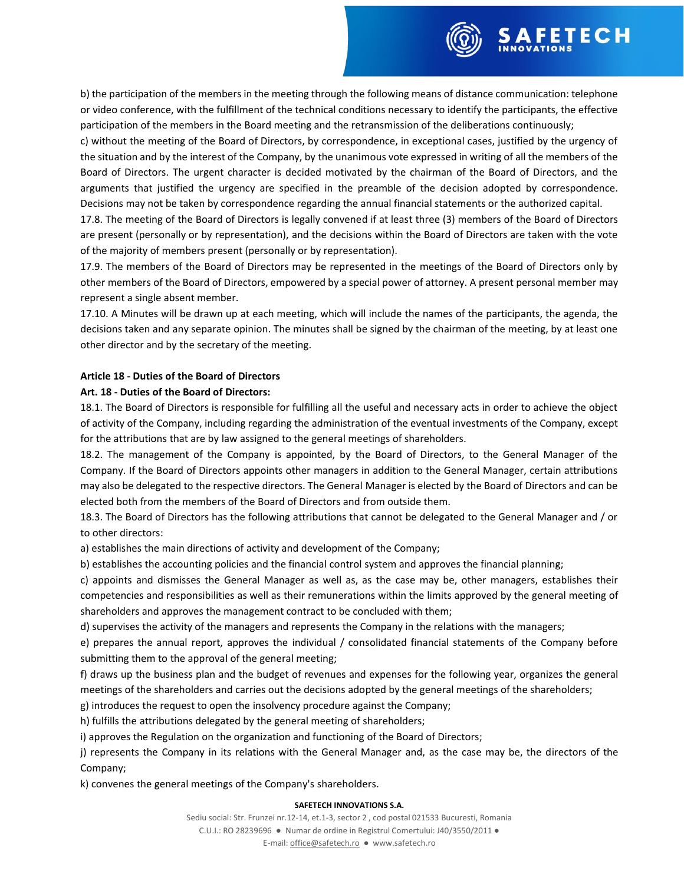b) the participation of the members in the meeting through the following means of distance communication: telephone or video conference, with the fulfillment of the technical conditions necessary to identify the participants, the effective participation of the members in the Board meeting and the retransmission of the deliberations continuously;

c) without the meeting of the Board of Directors, by correspondence, in exceptional cases, justified by the urgency of the situation and by the interest of the Company, by the unanimous vote expressed in writing of all the members of the Board of Directors. The urgent character is decided motivated by the chairman of the Board of Directors, and the arguments that justified the urgency are specified in the preamble of the decision adopted by correspondence. Decisions may not be taken by correspondence regarding the annual financial statements or the authorized capital.

17.8. The meeting of the Board of Directors is legally convened if at least three (3) members of the Board of Directors are present (personally or by representation), and the decisions within the Board of Directors are taken with the vote of the majority of members present (personally or by representation).

17.9. The members of the Board of Directors may be represented in the meetings of the Board of Directors only by other members of the Board of Directors, empowered by a special power of attorney. A present personal member may represent a single absent member.

17.10. A Minutes will be drawn up at each meeting, which will include the names of the participants, the agenda, the decisions taken and any separate opinion. The minutes shall be signed by the chairman of the meeting, by at least one other director and by the secretary of the meeting.

**Article 18 - Duties of the Board of Directors**

**Art. 18 - Duties of the Board of Directors:**

18.1. The Board of Directors is responsible for fulfilling all the useful and necessary acts in order to achieve the object of activity of the Company, including regarding the administration of the eventual investments of the Company, except for the attributions that are by law assigned to the general meetings of shareholders.

18.2. The management of the Company is appointed, by the Board of Directors, to the General Manager of the Company. If the Board of Directors appoints other managers in addition to the General Manager, certain attributions may also be delegated to the respective directors. The General Manager is elected by the Board of Directors and can be elected both from the members of the Board of Directors and from outside them.

18.3. The Board of Directors has the following attributions that cannot be delegated to the General Manager and / or to other directors:

a) establishes the main directions of activity and development of the Company;

b) establishes the accounting policies and the financial control system and approves the financial planning;

c) appoints and dismisses the General Manager as well as, as the case may be, other managers, establishes their competencies and responsibilities as well as their remunerations within the limits approved by the general meeting of shareholders and approves the management contract to be concluded with them;

d) supervises the activity of the managers and represents the Company in the relations with the managers;

e) prepares the annual report, approves the individual / consolidated financial statements of the Company before submitting them to the approval of the general meeting;

f) draws up the business plan and the budget of revenues and expenses for the following year, organizes the general meetings of the shareholders and carries out the decisions adopted by the general meetings of the shareholders;

g) introduces the request to open the insolvency procedure against the Company;

h) fulfills the attributions delegated by the general meeting of shareholders;

i) approves the Regulation on the organization and functioning of the Board of Directors;

j) represents the Company in its relations with the General Manager and, as the case may be, the directors of the Company;

k) convenes the general meetings of the Company's shareholders.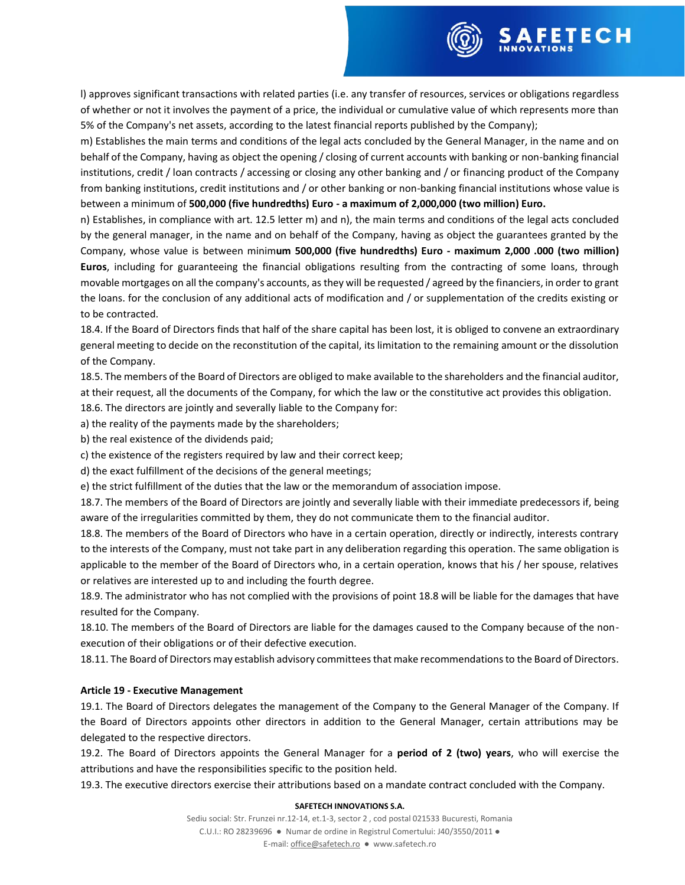l) approves significant transactions with related parties (i.e. any transfer of resources, services or obligations regardless of whether or not it involves the payment of a price, the individual or cumulative value of which represents more than 5% of the Company's net assets, according to the latest financial reports published by the Company);

m) Establishes the main terms and conditions of the legal acts concluded by the General Manager, in the name and on behalf of the Company, having as object the opening / closing of current accounts with banking or non-banking financial institutions, credit / loan contracts / accessing or closing any other banking and / or financing product of the Company from banking institutions, credit institutions and / or other banking or non-banking financial institutions whose value is between a minimum of **500,000 (five hundredths) Euro - a maximum of 2,000,000 (two million) Euro.**

n) Establishes, in compliance with art. 12.5 letter m) and n), the main terms and conditions of the legal acts concluded by the general manager, in the name and on behalf of the Company, having as object the guarantees granted by the Company, whose value is between minim**um 500,000 (five hundredths) Euro - maximum 2,000 .000 (two million) Euros**, including for guaranteeing the financial obligations resulting from the contracting of some loans, through movable mortgages on all the company's accounts, as they will be requested / agreed by the financiers, in order to grant the loans. for the conclusion of any additional acts of modification and / or supplementation of the credits existing or to be contracted.

18.4. If the Board of Directors finds that half of the share capital has been lost, it is obliged to convene an extraordinary general meeting to decide on the reconstitution of the capital, its limitation to the remaining amount or the dissolution of the Company.

18.5. The members of the Board of Directors are obliged to make available to the shareholders and the financial auditor, at their request, all the documents of the Company, for which the law or the constitutive act provides this obligation.

18.6. The directors are jointly and severally liable to the Company for:

a) the reality of the payments made by the shareholders;

b) the real existence of the dividends paid;

c) the existence of the registers required by law and their correct keep;

d) the exact fulfillment of the decisions of the general meetings;

e) the strict fulfillment of the duties that the law or the memorandum of association impose.

18.7. The members of the Board of Directors are jointly and severally liable with their immediate predecessors if, being aware of the irregularities committed by them, they do not communicate them to the financial auditor.

18.8. The members of the Board of Directors who have in a certain operation, directly or indirectly, interests contrary to the interests of the Company, must not take part in any deliberation regarding this operation. The same obligation is applicable to the member of the Board of Directors who, in a certain operation, knows that his / her spouse, relatives or relatives are interested up to and including the fourth degree.

18.9. The administrator who has not complied with the provisions of point 18.8 will be liable for the damages that have resulted for the Company.

18.10. The members of the Board of Directors are liable for the damages caused to the Company because of the non-execution of their obligations or of their defective execution.

18.11. The Board of Directors may establish advisory committees that make recommendations to the Board of Directors.

**Article 19 - Executive Management**

19.1. The Board of Directors delegates the management of the Company to the General Manager of the Company. If the Board of Directors appoints other directors in addition to the General Manager, certain attributions may be delegated to the respective directors.

19.2. The Board of Directors appoints the General Manager for a **period of 2 (two) years**, who will exercise the attributions and have the responsibilities specific to the position held.

19.3. The executive directors exercise their attributions based on a mandate contract concluded with the Company.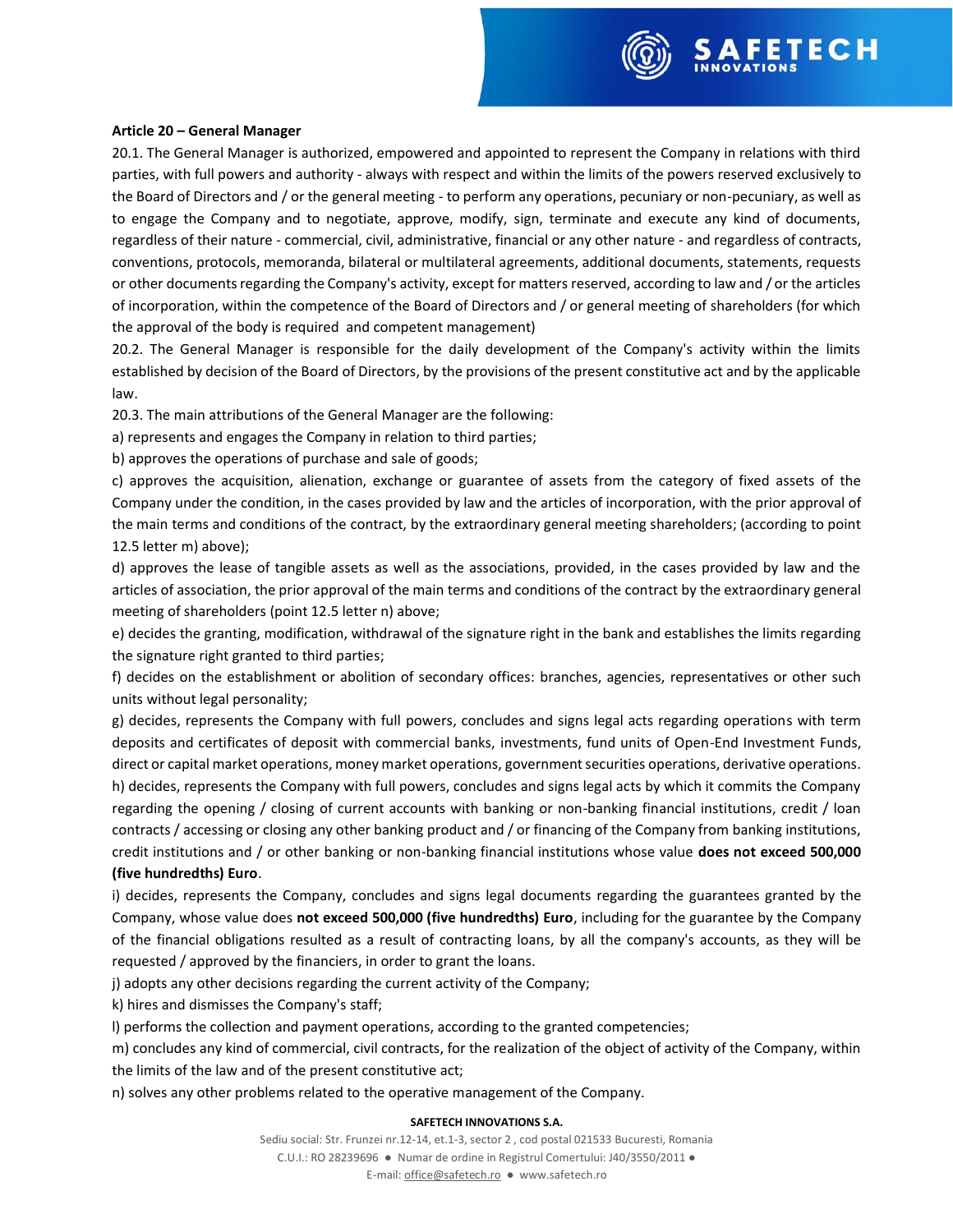**Article 20 – General Manager**

20.1. The General Manager is authorized, empowered and appointed to represent the Company in relations with third parties, with full powers and authority - always with respect and within the limits of the powers reserved exclusively to the Board of Directors and / or the general meeting - to perform any operations, pecuniary or non-pecuniary, as well as to engage the Company and to negotiate, approve, modify, sign, terminate and execute any kind of documents, regardless of their nature - commercial, civil, administrative, financial or any other nature - and regardless of contracts, conventions, protocols, memoranda, bilateral or multilateral agreements, additional documents, statements, requests or other documents regarding the Company's activity, except for matters reserved, according to law and / or the articles of incorporation, within the competence of the Board of Directors and / or general meeting of shareholders (for which the approval of the body is required and competent management)

20.2. The General Manager is responsible for the daily development of the Company's activity within the limits established by decision of the Board of Directors, by the provisions of the present constitutive act and by the applicable law.

20.3. The main attributions of the General Manager are the following:

a) represents and engages the Company in relation to third parties;

b) approves the operations of purchase and sale of goods;

c) approves the acquisition, alienation, exchange or guarantee of assets from the category of fixed assets of the Company under the condition, in the cases provided by law and the articles of incorporation, with the prior approval of the main terms and conditions of the contract, by the extraordinary general meeting shareholders; (according to point 12.5 letter m) above);

d) approves the lease of tangible assets as well as the associations, provided, in the cases provided by law and the articles of association, the prior approval of the main terms and conditions of the contract by the extraordinary general meeting of shareholders (point 12.5 letter n) above;

e) decides the granting, modification, withdrawal of the signature right in the bank and establishes the limits regarding the signature right granted to third parties;

f) decides on the establishment or abolition of secondary offices: branches, agencies, representatives or other such units without legal personality;

g) decides, represents the Company with full powers, concludes and signs legal acts regarding operations with term deposits and certificates of deposit with commercial banks, investments, fund units of Open-End Investment Funds, direct or capital market operations, money market operations, government securities operations, derivative operations.

h) decides, represents the Company with full powers, concludes and signs legal acts by which it commits the Company regarding the opening / closing of current accounts with banking or non-banking financial institutions, credit / loan contracts / accessing or closing any other banking product and / or financing of the Company from banking institutions, credit institutions and / or other banking or non-banking financial institutions whose value **does not exceed 500,000 (five hundredths) Euro**.

i) decides, represents the Company, concludes and signs legal documents regarding the guarantees granted by the Company, whose value does **not exceed 500,000 (five hundredths) Euro**, including for the guarantee by the Company of the financial obligations resulted as a result of contracting loans, by all the company's accounts, as they will be requested / approved by the financiers, in order to grant the loans.

j) adopts any other decisions regarding the current activity of the Company;

k) hires and dismisses the Company's staff;

l) performs the collection and payment operations, according to the granted competencies;

m) concludes any kind of commercial, civil contracts, for the realization of the object of activity of the Company, within the limits of the law and of the present constitutive act;

n) solves any other problems related to the operative management of the Company.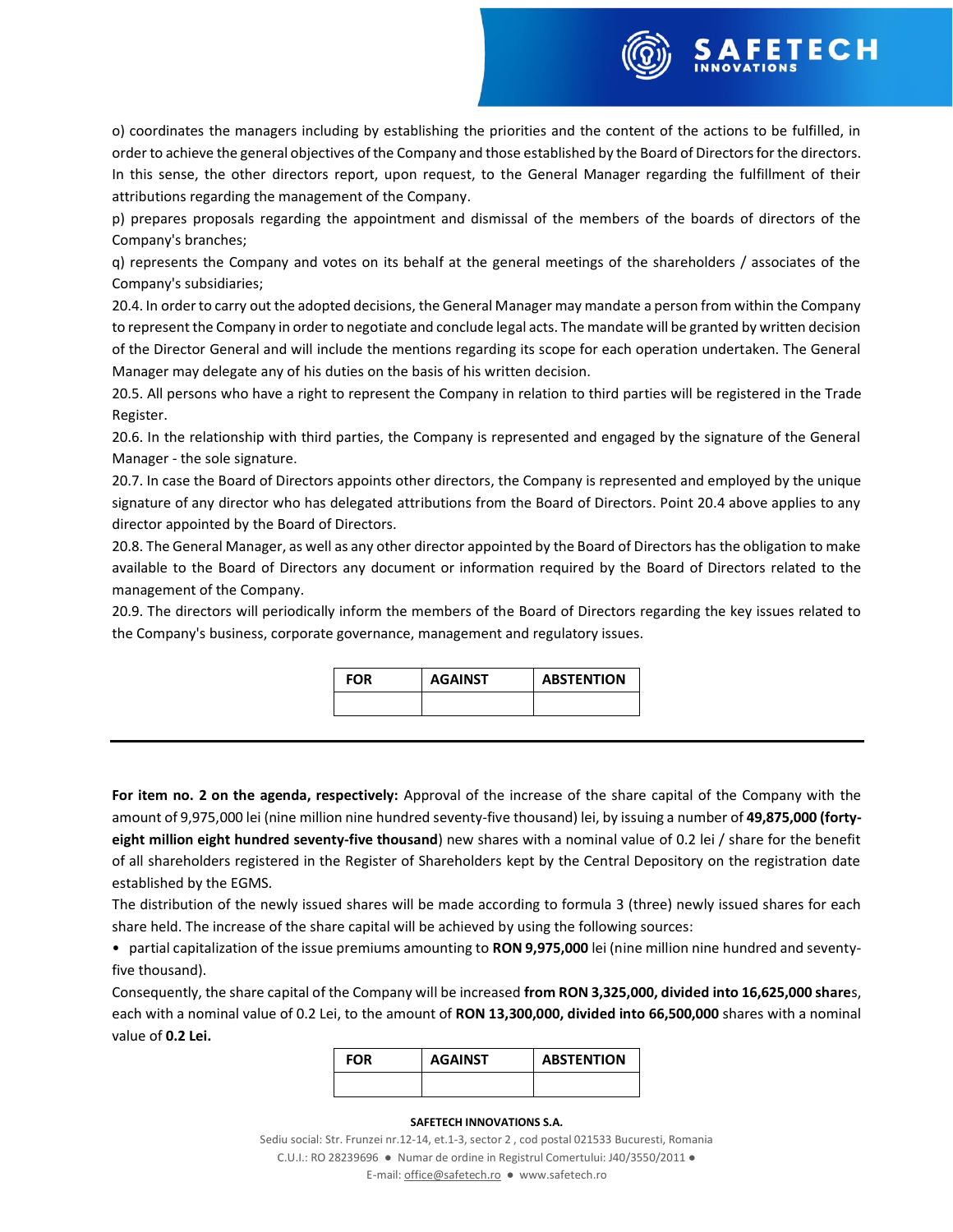o) coordinates the managers including by establishing the priorities and the content of the actions to be fulfilled, in order to achieve the general objectives of the Company and those established by the Board of Directors for the directors. In this sense, the other directors report, upon request, to the General Manager regarding the fulfillment of their attributions regarding the management of the Company.

p) prepares proposals regarding the appointment and dismissal of the members of the boards of directors of the Company's branches;

q) represents the Company and votes on its behalf at the general meetings of the shareholders / associates of the Company's subsidiaries;

20.4. In order to carry out the adopted decisions, the General Manager may mandate a person from within the Company to represent the Company in order to negotiate and conclude legal acts. The mandate will be granted by written decision of the Director General and will include the mentions regarding its scope for each operation undertaken. The General Manager may delegate any of his duties on the basis of his written decision.

20.5. All persons who have a right to represent the Company in relation to third parties will be registered in the Trade Register.

20.6. In the relationship with third parties, the Company is represented and engaged by the signature of the General Manager - the sole signature.

20.7. In case the Board of Directors appoints other directors, the Company is represented and employed by the unique signature of any director who has delegated attributions from the Board of Directors. Point 20.4 above applies to any director appointed by the Board of Directors.

20.8. The General Manager, as well as any other director appointed by the Board of Directors has the obligation to make available to the Board of Directors any document or information required by the Board of Directors related to the management of the Company.

20.9. The directors will periodically inform the members of the Board of Directors regarding the key issues related to the Company's business, corporate governance, management and regulatory issues.

| FOR | AGAINST | ABSTENTION |
|---|---|---|
| | | |

---

**For item no. 2 on the agenda, respectively:** Approval of the increase of the share capital of the Company with the amount of 9,975,000 lei (nine million nine hundred seventy-five thousand) lei, by issuing a number of **49,875,000 (forty-eight million eight hundred seventy-five thousand**) new shares with a nominal value of 0.2 lei / share for the benefit of all shareholders registered in the Register of Shareholders kept by the Central Depository on the registration date established by the EGMS.

The distribution of the newly issued shares will be made according to formula 3 (three) newly issued shares for each share held. The increase of the share capital will be achieved by using the following sources:

- partial capitalization of the issue premiums amounting to **RON 9,975,000** lei (nine million nine hundred and seventy-five thousand).

Consequently, the share capital of the Company will be increased **from RON 3,325,000, divided into 16,625,000 share**s, each with a nominal value of 0.2 Lei, to the amount of **RON 13,300,000, divided into 66,500,000** shares with a nominal value of **0.2 Lei.**

| FOR | AGAINST | ABSTENTION |
|---|---|---|
| | | |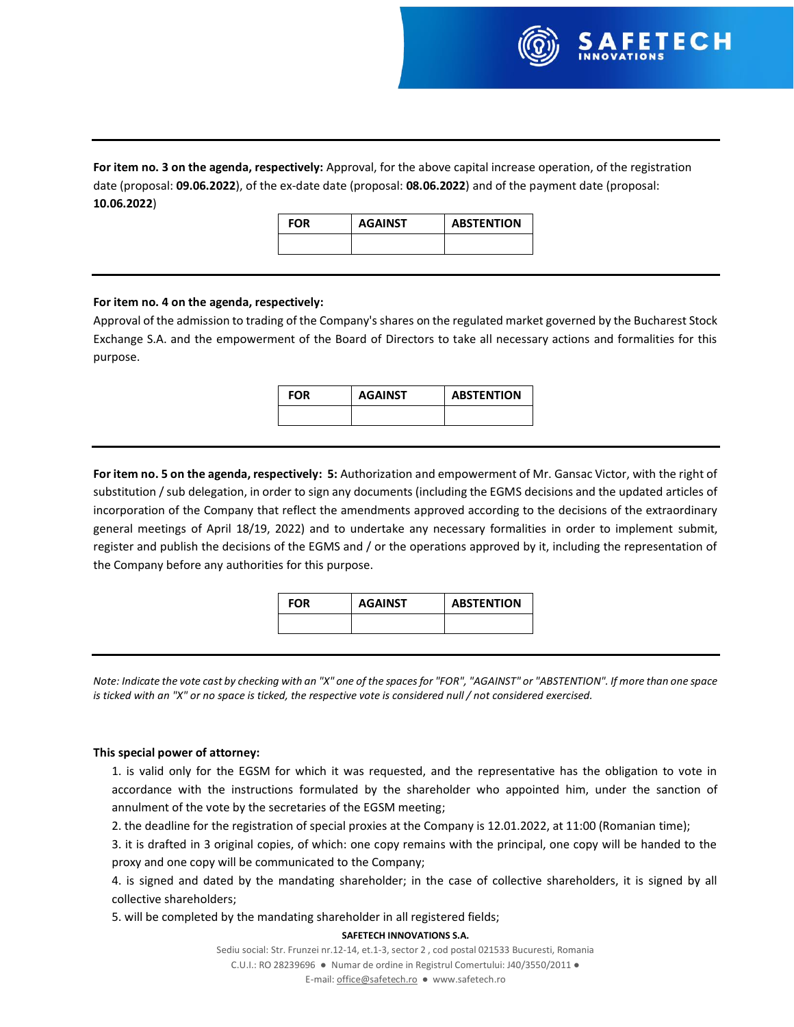---

**For item no. 3 on the agenda, respectively:** Approval, for the above capital increase operation, of the registration date (proposal: **09.06.2022**), of the ex-date date (proposal: **08.06.2022**) and of the payment date (proposal: **10.06.2022**)

| FOR | AGAINST | ABSTENTION |
|---|---|---|
| | | |

---

**For item no. 4 on the agenda, respectively:**

Approval of the admission to trading of the Company's shares on the regulated market governed by the Bucharest Stock Exchange S.A. and the empowerment of the Board of Directors to take all necessary actions and formalities for this purpose.

| FOR | AGAINST | ABSTENTION |
|---|---|---|
| | | |

---

**For item no. 5 on the agenda, respectively: 5:** Authorization and empowerment of Mr. Gansac Victor, with the right of substitution / sub delegation, in order to sign any documents (including the EGMS decisions and the updated articles of incorporation of the Company that reflect the amendments approved according to the decisions of the extraordinary general meetings of April 18/19, 2022) and to undertake any necessary formalities in order to implement submit, register and publish the decisions of the EGMS and / or the operations approved by it, including the representation of the Company before any authorities for this purpose.

| FOR | AGAINST | ABSTENTION |
|---|---|---|
| | | |

---

*Note: Indicate the vote cast by checking with an "X" one of the spaces for "FOR", "AGAINST" or "ABSTENTION". If more than one space is ticked with an "X" or no space is ticked, the respective vote is considered null / not considered exercised.*

**This special power of attorney:**

1. is valid only for the EGSM for which it was requested, and the representative has the obligation to vote in accordance with the instructions formulated by the shareholder who appointed him, under the sanction of annulment of the vote by the secretaries of the EGSM meeting;
2. the deadline for the registration of special proxies at the Company is 12.01.2022, at 11:00 (Romanian time);
3. it is drafted in 3 original copies, of which: one copy remains with the principal, one copy will be handed to the proxy and one copy will be communicated to the Company;
4. is signed and dated by the mandating shareholder; in the case of collective shareholders, it is signed by all collective shareholders;
5. will be completed by the mandating shareholder in all registered fields;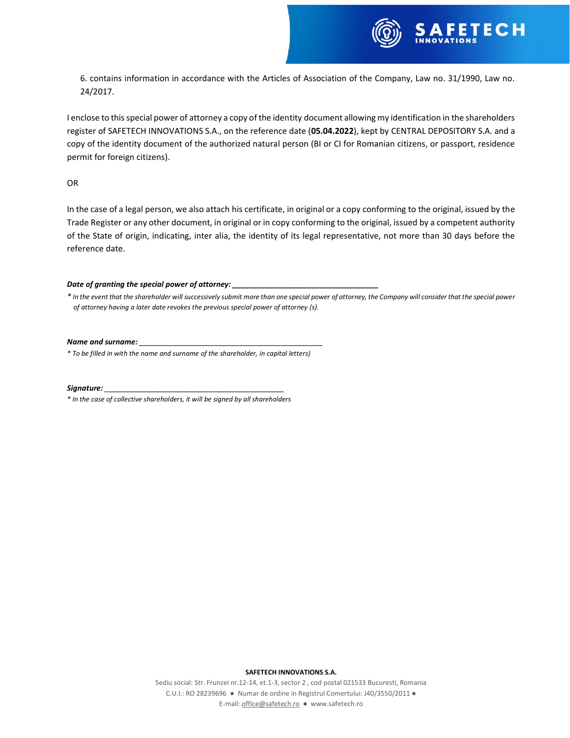6. contains information in accordance with the Articles of Association of the Company, Law no. 31/1990, Law no. 24/2017.

I enclose to this special power of attorney a copy of the identity document allowing my identification in the shareholders register of SAFETECH INNOVATIONS S.A., on the reference date (**05.04.2022**), kept by CENTRAL DEPOSITORY S.A. and a copy of the identity document of the authorized natural person (BI or CI for Romanian citizens, or passport, residence permit for foreign citizens).

OR

In the case of a legal person, we also attach his certificate, in original or a copy conforming to the original, issued by the Trade Register or any other document, in original or in copy conforming to the original, issued by a competent authority of the State of origin, indicating, inter alia, the identity of its legal representative, not more than 30 days before the reference date.

***Date of granting the special power of attorney:*** ___________________________________

*\* In the event that the shareholder will successively submit more than one special power of attorney, the Company will consider that the special power of attorney having a later date revokes the previous special power of attorney (s).*

***Name and surname:*** _____________________________________________

*\* To be filled in with the name and surname of the shareholder, in capital letters)*

***Signature:*** _____________________________________________

*\* In the case of collective shareholders, it will be signed by all shareholders*

**SAFETECH INNOVATIONS S.A.**

Sediu social: Str. Frunzei nr.12-14, et.1-3, sector 2 , cod postal 021533 Bucuresti, Romania
C.U.I.: RO 28239696 ● Numar de ordine in Registrul Comertului: J40/3550/2011 ●
E-mail: office@safetech.ro ● www.safetech.ro